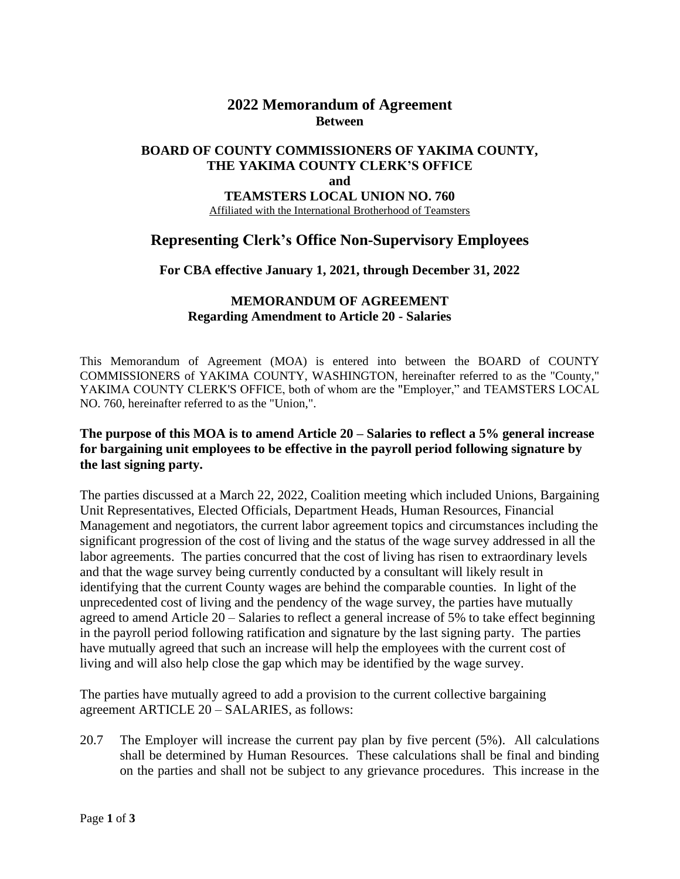# 2022 Memorandum of Agreement

**Between**

## BOARD OF COUNTY COMMISSIONERS OF YAKIMA COUNTY, THE YAKIMA COUNTY CLERK'S OFFICE

**and**

## TEAMSTERS LOCAL UNION NO. 760

Affiliated with the International Brotherhood of Teamsters

## Representing Clerk's Office Non-Supervisory Employees

### For CBA effective January 1, 2021, through December 31, 2022

### MEMORANDUM OF AGREEMENT
### Regarding Amendment to Article 20 - Salaries

This Memorandum of Agreement (MOA) is entered into between the BOARD of COUNTY COMMISSIONERS of YAKIMA COUNTY, WASHINGTON, hereinafter referred to as the "County," YAKIMA COUNTY CLERK'S OFFICE, both of whom are the "Employer," and TEAMSTERS LOCAL NO. 760, hereinafter referred to as the "Union,".

**The purpose of this MOA is to amend Article 20 – Salaries to reflect a 5% general increase for bargaining unit employees to be effective in the payroll period following signature by the last signing party.**

The parties discussed at a March 22, 2022, Coalition meeting which included Unions, Bargaining Unit Representatives, Elected Officials, Department Heads, Human Resources, Financial Management and negotiators, the current labor agreement topics and circumstances including the significant progression of the cost of living and the status of the wage survey addressed in all the labor agreements. The parties concurred that the cost of living has risen to extraordinary levels and that the wage survey being currently conducted by a consultant will likely result in identifying that the current County wages are behind the comparable counties. In light of the unprecedented cost of living and the pendency of the wage survey, the parties have mutually agreed to amend Article 20 – Salaries to reflect a general increase of 5% to take effect beginning in the payroll period following ratification and signature by the last signing party. The parties have mutually agreed that such an increase will help the employees with the current cost of living and will also help close the gap which may be identified by the wage survey.

The parties have mutually agreed to add a provision to the current collective bargaining agreement ARTICLE 20 – SALARIES, as follows:

20.7 The Employer will increase the current pay plan by five percent (5%). All calculations shall be determined by Human Resources. These calculations shall be final and binding on the parties and shall not be subject to any grievance procedures. This increase in the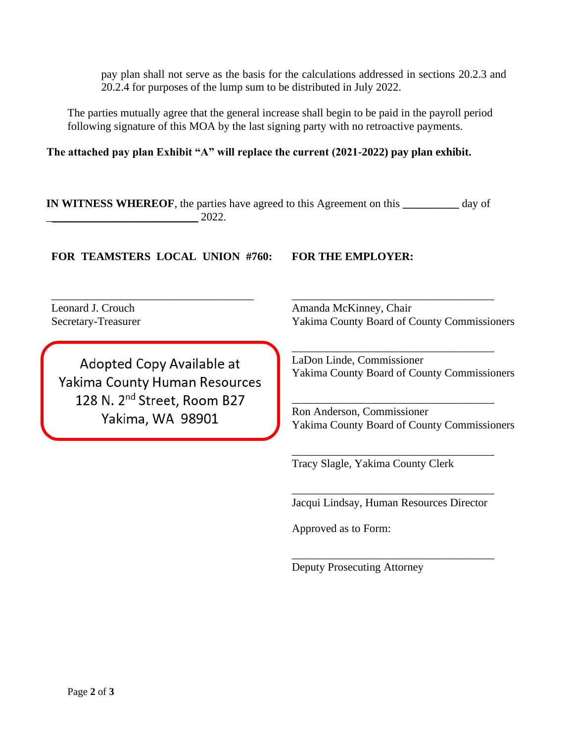pay plan shall not serve as the basis for the calculations addressed in sections 20.2.3 and 20.2.4 for purposes of the lump sum to be distributed in July 2022.

The parties mutually agree that the general increase shall begin to be paid in the payroll period following signature of this MOA by the last signing party with no retroactive payments.

**The attached pay plan Exhibit "A" will replace the current (2021-2022) pay plan exhibit.**

**IN WITNESS WHEREOF**, the parties have agreed to this Agreement on this __________ day of __________________________ 2022.

**FOR TEAMSTERS LOCAL UNION #760:**

_____________________________________
Leonard J. Crouch
Secretary-Treasurer

Adopted Copy Available at
Yakima County Human Resources
128 N. 2nd Street, Room B27
Yakima, WA 98901

**FOR THE EMPLOYER:**

_____________________________________
Amanda McKinney, Chair
Yakima County Board of County Commissioners

_____________________________________
LaDon Linde, Commissioner
Yakima County Board of County Commissioners

_____________________________________
Ron Anderson, Commissioner
Yakima County Board of County Commissioners

_____________________________________
Tracy Slagle, Yakima County Clerk

_____________________________________
Jacqui Lindsay, Human Resources Director

Approved as to Form:

_____________________________________
Deputy Prosecuting Attorney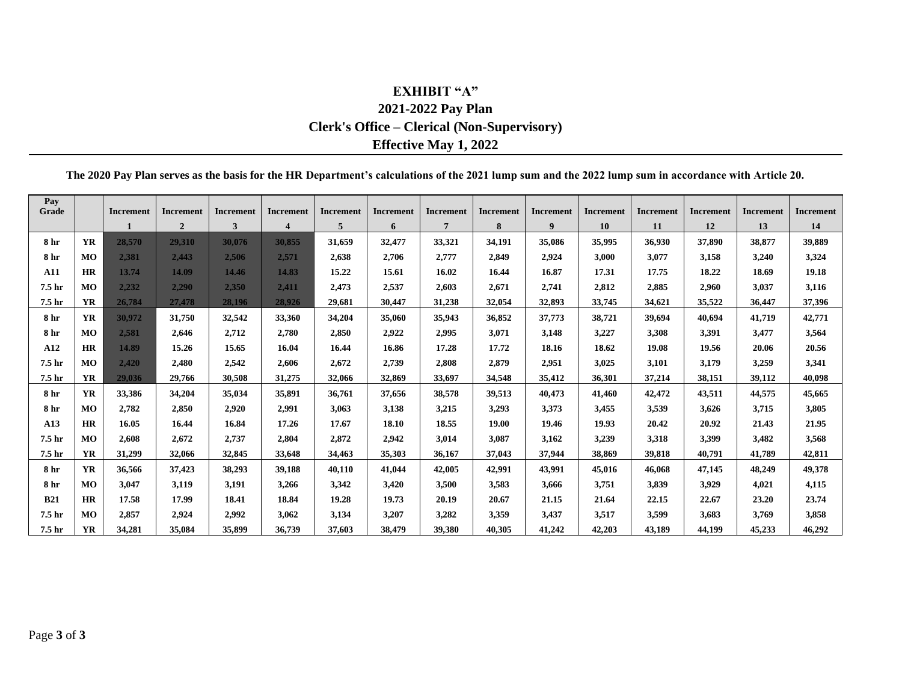# EXHIBIT "A"

## 2021-2022 Pay Plan

## Clerk's Office – Clerical (Non-Supervisory)

## Effective May 1, 2022

**The 2020 Pay Plan serves as the basis for the HR Department's calculations of the 2021 lump sum and the 2022 lump sum in accordance with Article 20.**

| Pay Grade | | Increment 1 | Increment 2 | Increment 3 | Increment 4 | Increment 5 | Increment 6 | Increment 7 | Increment 8 | Increment 9 | Increment 10 | Increment 11 | Increment 12 | Increment 13 | Increment 14 |
|---|---|---|---|---|---|---|---|---|---|---|---|---|---|---|---|
| 8 hr | YR | 28,570 | 29,310 | 30,076 | 30,855 | 31,659 | 32,477 | 33,321 | 34,191 | 35,086 | 35,995 | 36,930 | 37,890 | 38,877 | 39,889 |
| 8 hr | MO | 2,381 | 2,443 | 2,506 | 2,571 | 2,638 | 2,706 | 2,777 | 2,849 | 2,924 | 3,000 | 3,077 | 3,158 | 3,240 | 3,324 |
| A11 | HR | 13.74 | 14.09 | 14.46 | 14.83 | 15.22 | 15.61 | 16.02 | 16.44 | 16.87 | 17.31 | 17.75 | 18.22 | 18.69 | 19.18 |
| 7.5 hr | MO | 2,232 | 2,290 | 2,350 | 2,411 | 2,473 | 2,537 | 2,603 | 2,671 | 2,741 | 2,812 | 2,885 | 2,960 | 3,037 | 3,116 |
| 7.5 hr | YR | 26,784 | 27,478 | 28,196 | 28,926 | 29,681 | 30,447 | 31,238 | 32,054 | 32,893 | 33,745 | 34,621 | 35,522 | 36,447 | 37,396 |
| 8 hr | YR | 30,972 | 31,750 | 32,542 | 33,360 | 34,204 | 35,060 | 35,943 | 36,852 | 37,773 | 38,721 | 39,694 | 40,694 | 41,719 | 42,771 |
| 8 hr | MO | 2,581 | 2,646 | 2,712 | 2,780 | 2,850 | 2,922 | 2,995 | 3,071 | 3,148 | 3,227 | 3,308 | 3,391 | 3,477 | 3,564 |
| A12 | HR | 14.89 | 15.26 | 15.65 | 16.04 | 16.44 | 16.86 | 17.28 | 17.72 | 18.16 | 18.62 | 19.08 | 19.56 | 20.06 | 20.56 |
| 7.5 hr | MO | 2,420 | 2,480 | 2,542 | 2,606 | 2,672 | 2,739 | 2,808 | 2,879 | 2,951 | 3,025 | 3,101 | 3,179 | 3,259 | 3,341 |
| 7.5 hr | YR | 29,036 | 29,766 | 30,508 | 31,275 | 32,066 | 32,869 | 33,697 | 34,548 | 35,412 | 36,301 | 37,214 | 38,151 | 39,112 | 40,098 |
| 8 hr | YR | 33,386 | 34,204 | 35,034 | 35,891 | 36,761 | 37,656 | 38,578 | 39,513 | 40,473 | 41,460 | 42,472 | 43,511 | 44,575 | 45,665 |
| 8 hr | MO | 2,782 | 2,850 | 2,920 | 2,991 | 3,063 | 3,138 | 3,215 | 3,293 | 3,373 | 3,455 | 3,539 | 3,626 | 3,715 | 3,805 |
| A13 | HR | 16.05 | 16.44 | 16.84 | 17.26 | 17.67 | 18.10 | 18.55 | 19.00 | 19.46 | 19.93 | 20.42 | 20.92 | 21.43 | 21.95 |
| 7.5 hr | MO | 2,608 | 2,672 | 2,737 | 2,804 | 2,872 | 2,942 | 3,014 | 3,087 | 3,162 | 3,239 | 3,318 | 3,399 | 3,482 | 3,568 |
| 7.5 hr | YR | 31,299 | 32,066 | 32,845 | 33,648 | 34,463 | 35,303 | 36,167 | 37,043 | 37,944 | 38,869 | 39,818 | 40,791 | 41,789 | 42,811 |
| 8 hr | YR | 36,566 | 37,423 | 38,293 | 39,188 | 40,110 | 41,044 | 42,005 | 42,991 | 43,991 | 45,016 | 46,068 | 47,145 | 48,249 | 49,378 |
| 8 hr | MO | 3,047 | 3,119 | 3,191 | 3,266 | 3,342 | 3,420 | 3,500 | 3,583 | 3,666 | 3,751 | 3,839 | 3,929 | 4,021 | 4,115 |
| B21 | HR | 17.58 | 17.99 | 18.41 | 18.84 | 19.28 | 19.73 | 20.19 | 20.67 | 21.15 | 21.64 | 22.15 | 22.67 | 23.20 | 23.74 |
| 7.5 hr | MO | 2,857 | 2,924 | 2,992 | 3,062 | 3,134 | 3,207 | 3,282 | 3,359 | 3,437 | 3,517 | 3,599 | 3,683 | 3,769 | 3,858 |
| 7.5 hr | YR | 34,281 | 35,084 | 35,899 | 36,739 | 37,603 | 38,479 | 39,380 | 40,305 | 41,242 | 42,203 | 43,189 | 44,199 | 45,233 | 46,292 |